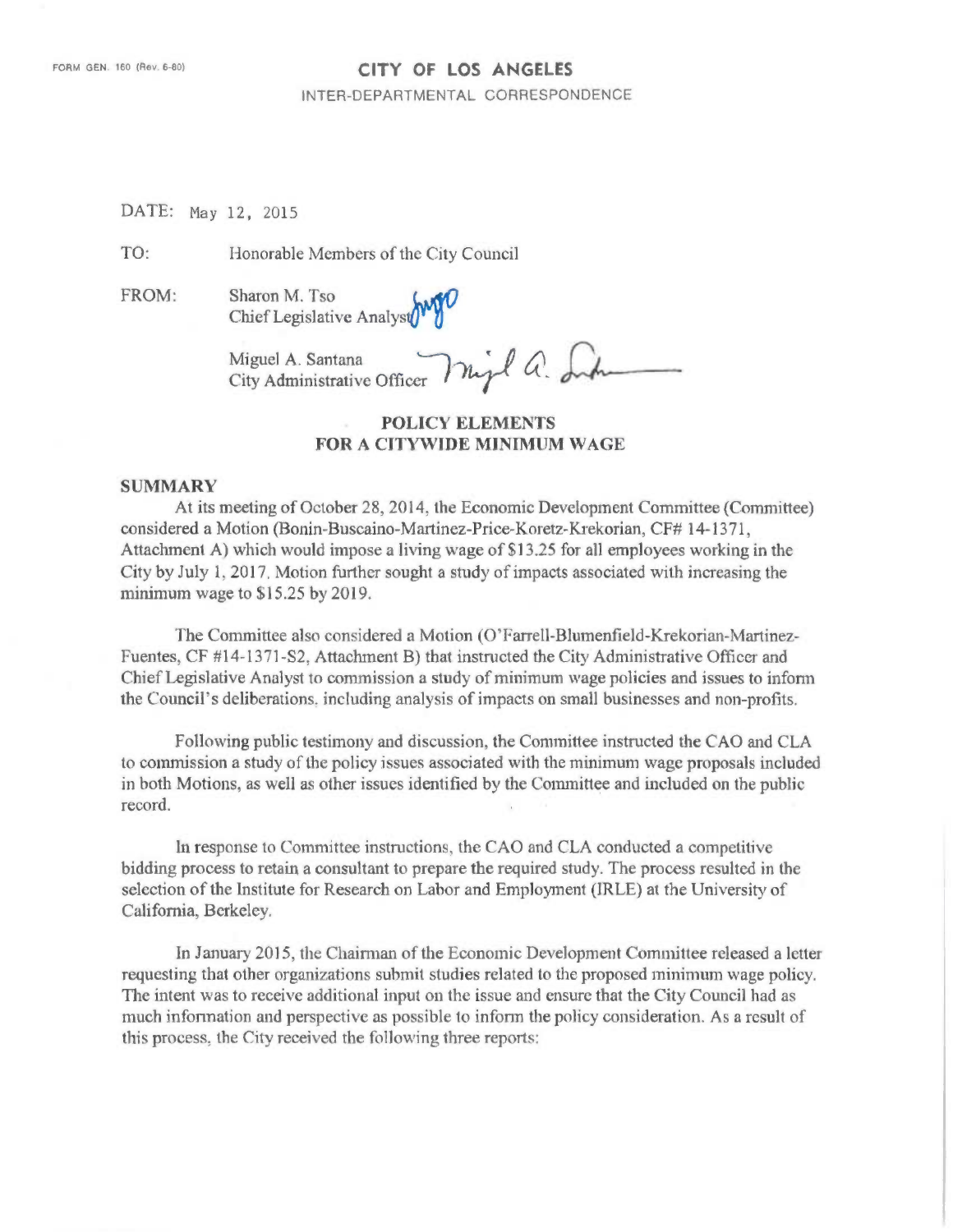FORM GEN. 160 (Rev. 6-80)

**CITY OF LOS ANGELES**

INTER-DEPARTMENTAL CORRESPONDENCE

DATE: May 12, 2015

TO: Honorable Members of the City Council

FROM: Sharon M. Tso
Chief Legislative Analyst

Miguel A. Santana
City Administrative Officer

## POLICY ELEMENTS FOR A CITYWIDE MINIMUM WAGE

### SUMMARY

At its meeting of October 28, 2014, the Economic Development Committee (Committee) considered a Motion (Bonin-Buscaino-Martinez-Price-Koretz-Krekorian, CF# 14-1371, Attachment A) which would impose a living wage of $13.25 for all employees working in the City by July 1, 2017. Motion further sought a study of impacts associated with increasing the minimum wage to $15.25 by 2019.

The Committee also considered a Motion (O'Farrell-Blumenfield-Krekorian-Martinez-Fuentes, CF #14-1371-S2, Attachment B) that instructed the City Administrative Officer and Chief Legislative Analyst to commission a study of minimum wage policies and issues to inform the Council's deliberations, including analysis of impacts on small businesses and non-profits.

Following public testimony and discussion, the Committee instructed the CAO and CLA to commission a study of the policy issues associated with the minimum wage proposals included in both Motions, as well as other issues identified by the Committee and included on the public record.

In response to Committee instructions, the CAO and CLA conducted a competitive bidding process to retain a consultant to prepare the required study. The process resulted in the selection of the Institute for Research on Labor and Employment (IRLE) at the University of California, Berkeley.

In January 2015, the Chairman of the Economic Development Committee released a letter requesting that other organizations submit studies related to the proposed minimum wage policy. The intent was to receive additional input on the issue and ensure that the City Council had as much information and perspective as possible to inform the policy consideration. As a result of this process, the City received the following three reports: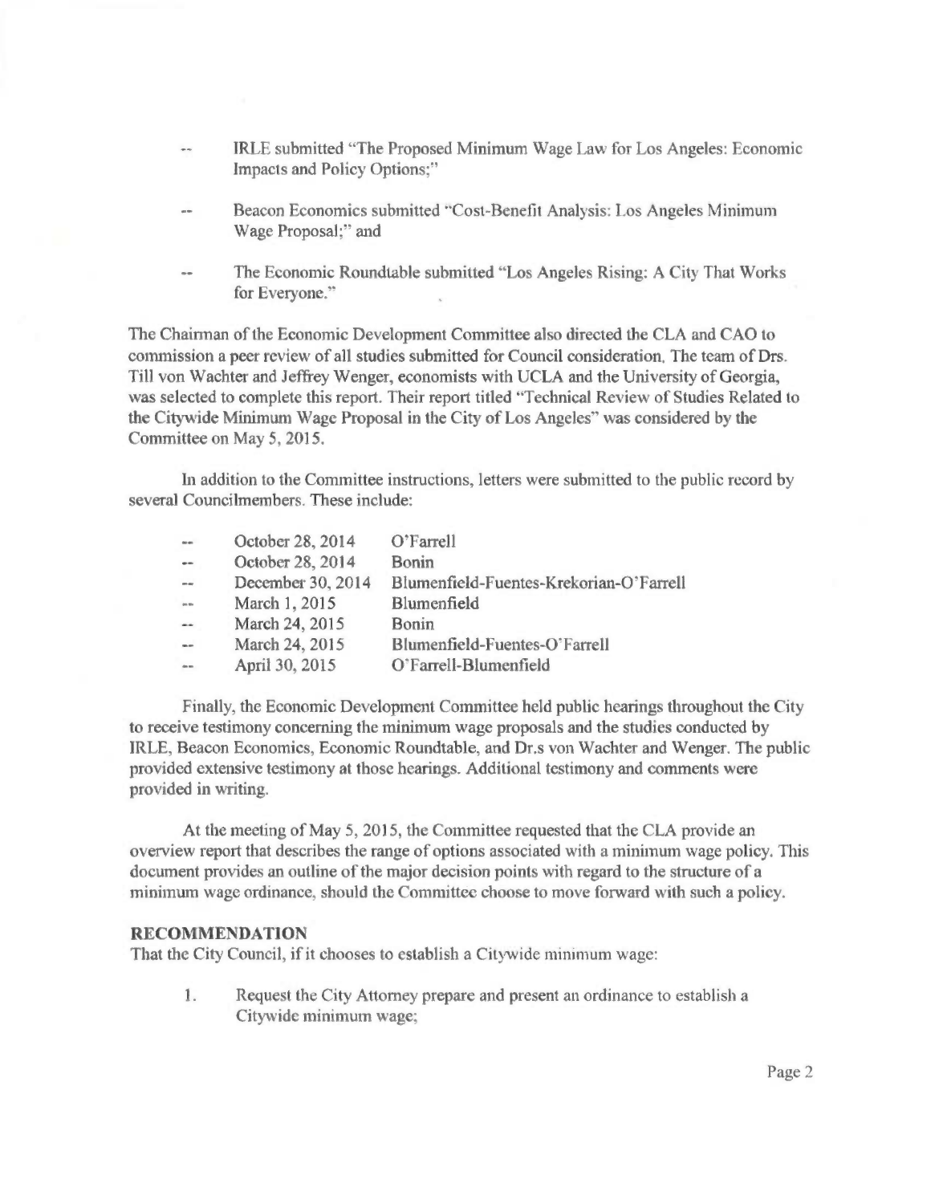- IRLE submitted "The Proposed Minimum Wage Law for Los Angeles: Economic Impacts and Policy Options;"

- Beacon Economics submitted "Cost-Benefit Analysis: Los Angeles Minimum Wage Proposal;" and

- The Economic Roundtable submitted "Los Angeles Rising: A City That Works for Everyone."

The Chairman of the Economic Development Committee also directed the CLA and CAO to commission a peer review of all studies submitted for Council consideration. The team of Drs. Till von Wachter and Jeffrey Wenger, economists with UCLA and the University of Georgia, was selected to complete this report. Their report titled "Technical Review of Studies Related to the Citywide Minimum Wage Proposal in the City of Los Angeles" was considered by the Committee on May 5, 2015.

In addition to the Committee instructions, letters were submitted to the public record by several Councilmembers. These include:

- October 28, 2014 — O'Farrell
- October 28, 2014 — Bonin
- December 30, 2014 — Blumenfield-Fuentes-Krekorian-O'Farrell
- March 1, 2015 — Blumenfield
- March 24, 2015 — Bonin
- March 24, 2015 — Blumenfield-Fuentes-O'Farrell
- April 30, 2015 — O'Farrell-Blumenfield

Finally, the Economic Development Committee held public hearings throughout the City to receive testimony concerning the minimum wage proposals and the studies conducted by IRLE, Beacon Economics, Economic Roundtable, and Dr.s von Wachter and Wenger. The public provided extensive testimony at those hearings. Additional testimony and comments were provided in writing.

At the meeting of May 5, 2015, the Committee requested that the CLA provide an overview report that describes the range of options associated with a minimum wage policy. This document provides an outline of the major decision points with regard to the structure of a minimum wage ordinance, should the Committee choose to move forward with such a policy.

## RECOMMENDATION

That the City Council, if it chooses to establish a Citywide minimum wage:

1. Request the City Attorney prepare and present an ordinance to establish a Citywide minimum wage;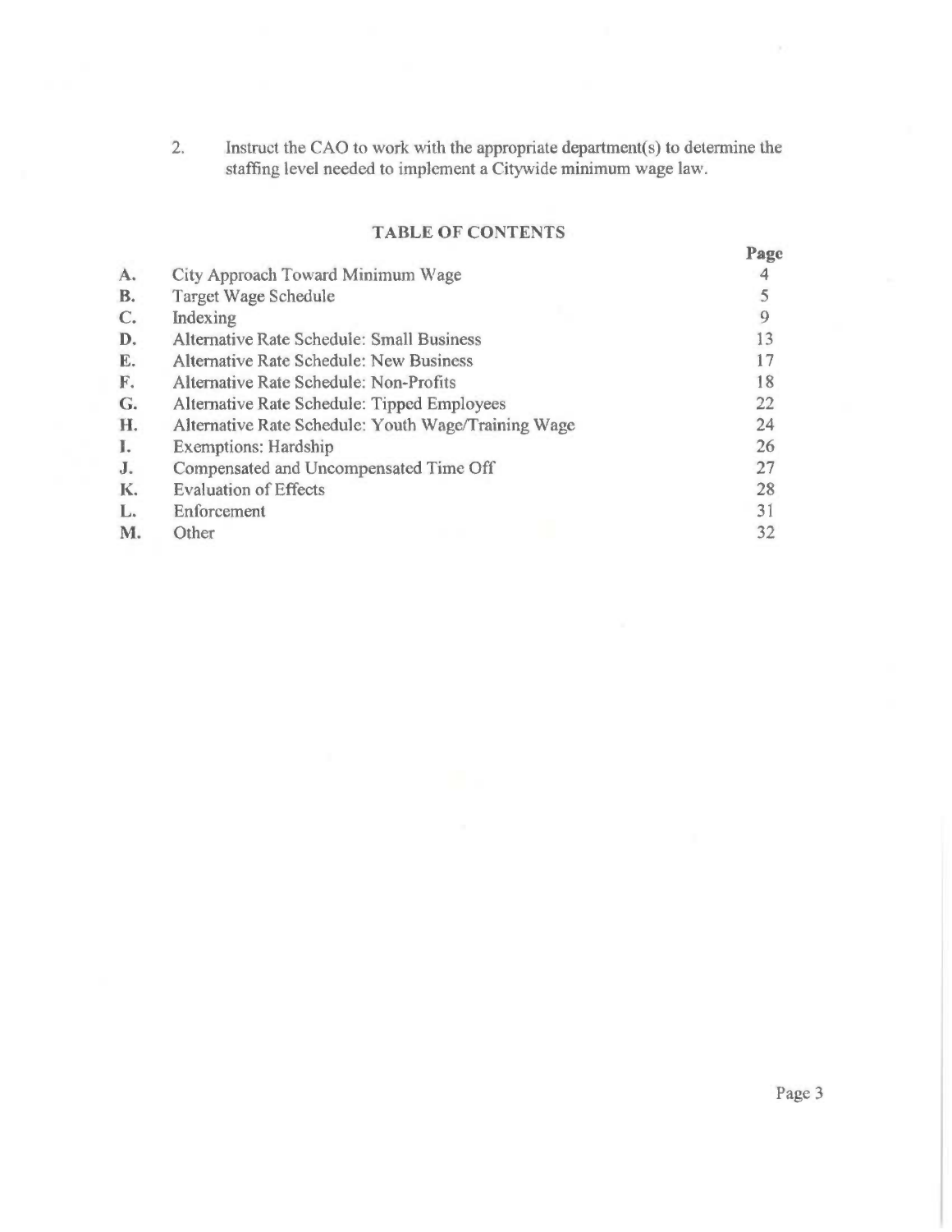2. Instruct the CAO to work with the appropriate department(s) to determine the staffing level needed to implement a Citywide minimum wage law.

## TABLE OF CONTENTS

| | | Page |
|---|---|---|
| A. | City Approach Toward Minimum Wage | 4 |
| B. | Target Wage Schedule | 5 |
| C. | Indexing | 9 |
| D. | Alternative Rate Schedule: Small Business | 13 |
| E. | Alternative Rate Schedule: New Business | 17 |
| F. | Alternative Rate Schedule: Non-Profits | 18 |
| G. | Alternative Rate Schedule: Tipped Employees | 22 |
| H. | Alternative Rate Schedule: Youth Wage/Training Wage | 24 |
| I. | Exemptions: Hardship | 26 |
| J. | Compensated and Uncompensated Time Off | 27 |
| K. | Evaluation of Effects | 28 |
| L. | Enforcement | 31 |
| M. | Other | 32 |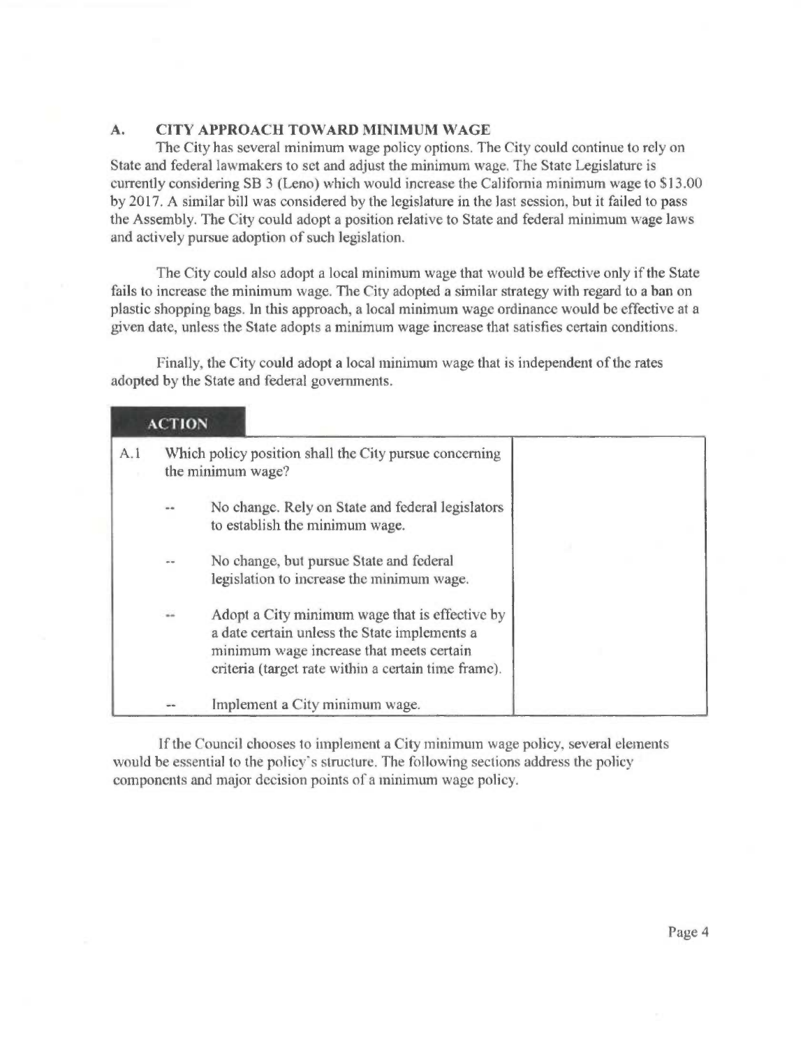## A. CITY APPROACH TOWARD MINIMUM WAGE

The City has several minimum wage policy options. The City could continue to rely on State and federal lawmakers to set and adjust the minimum wage. The State Legislature is currently considering SB 3 (Leno) which would increase the California minimum wage to $13.00 by 2017. A similar bill was considered by the legislature in the last session, but it failed to pass the Assembly. The City could adopt a position relative to State and federal minimum wage laws and actively pursue adoption of such legislation.

The City could also adopt a local minimum wage that would be effective only if the State fails to increase the minimum wage. The City adopted a similar strategy with regard to a ban on plastic shopping bags. In this approach, a local minimum wage ordinance would be effective at a given date, unless the State adopts a minimum wage increase that satisfies certain conditions.

Finally, the City could adopt a local minimum wage that is independent of the rates adopted by the State and federal governments.

**ACTION**

| | | |
|---|---|---|
| A.1 | Which policy position shall the City pursue concerning the minimum wage?<br><br>-- No change. Rely on State and federal legislators to establish the minimum wage.<br><br>-- No change, but pursue State and federal legislation to increase the minimum wage.<br><br>-- Adopt a City minimum wage that is effective by a date certain unless the State implements a minimum wage increase that meets certain criteria (target rate within a certain time frame).<br><br>-- Implement a City minimum wage. | |

If the Council chooses to implement a City minimum wage policy, several elements would be essential to the policy's structure. The following sections address the policy components and major decision points of a minimum wage policy.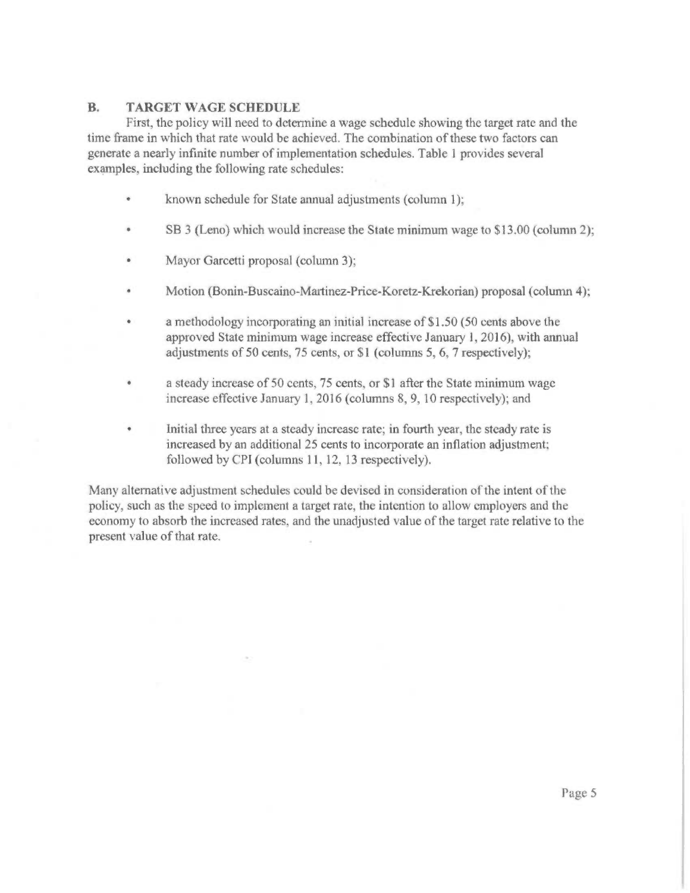## B. TARGET WAGE SCHEDULE

First, the policy will need to determine a wage schedule showing the target rate and the time frame in which that rate would be achieved. The combination of these two factors can generate a nearly infinite number of implementation schedules. Table 1 provides several examples, including the following rate schedules:

- known schedule for State annual adjustments (column 1);
- SB 3 (Leno) which would increase the State minimum wage to $13.00 (column 2);
- Mayor Garcetti proposal (column 3);
- Motion (Bonin-Buscaino-Martinez-Price-Koretz-Krekorian) proposal (column 4);
- a methodology incorporating an initial increase of $1.50 (50 cents above the approved State minimum wage increase effective January 1, 2016), with annual adjustments of 50 cents, 75 cents, or $1 (columns 5, 6, 7 respectively);
- a steady increase of 50 cents, 75 cents, or $1 after the State minimum wage increase effective January 1, 2016 (columns 8, 9, 10 respectively); and
- Initial three years at a steady increase rate; in fourth year, the steady rate is increased by an additional 25 cents to incorporate an inflation adjustment; followed by CPI (columns 11, 12, 13 respectively).

Many alternative adjustment schedules could be devised in consideration of the intent of the policy, such as the speed to implement a target rate, the intention to allow employers and the economy to absorb the increased rates, and the unadjusted value of the target rate relative to the present value of that rate.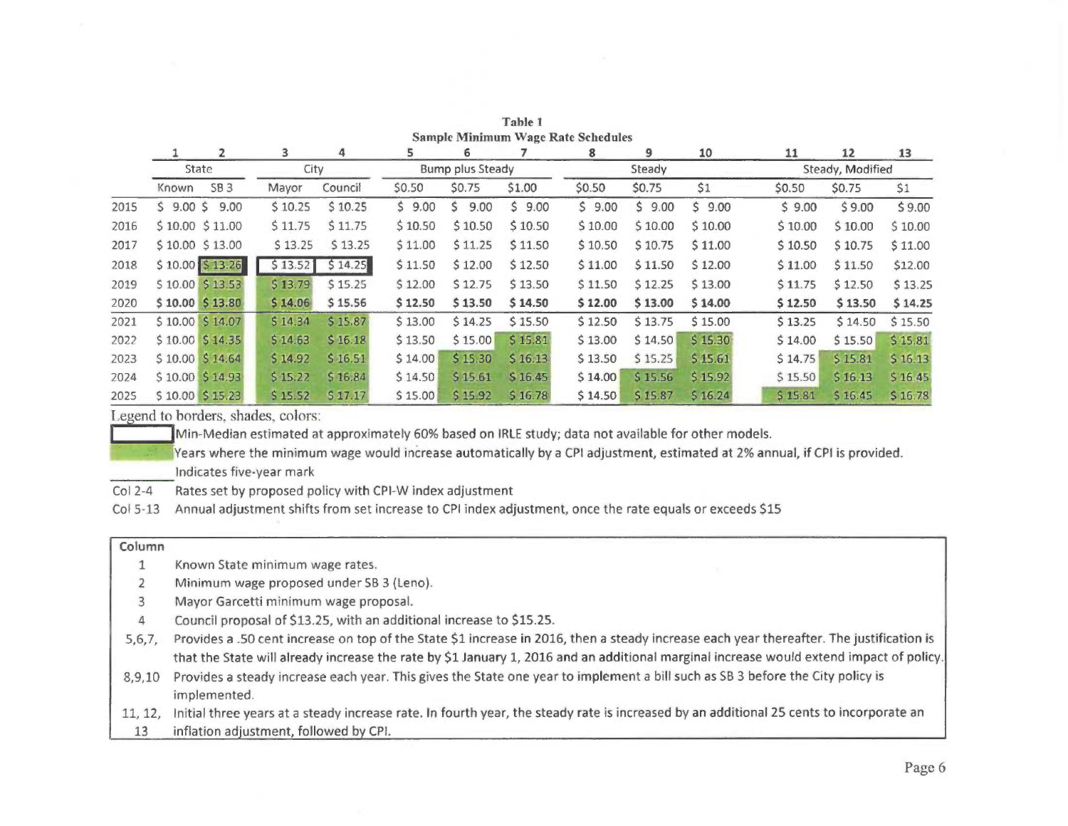**Table 1**
**Sample Minimum Wage Rate Schedules**

| | 1 | 2 | 3 | 4 | 5 | 6 | 7 | 8 | 9 | 10 | 11 | 12 | 13 |
|---|---|---|---|---|---|---|---|---|---|---|---|---|---|
| | State | | City | | Bump plus Steady | | | Steady | | | Steady, Modified | | |
| | Known | SB 3 | Mayor | Council | $0.50 | $0.75 | $1.00 | $0.50 | $0.75 | $1 | $0.50 | $0.75 | $1 |
| 2015 | $ 9.00 | $ 9.00 | $ 10.25 | $ 10.25 | $ 9.00 | $ 9.00 | $ 9.00 | $ 9.00 | $ 9.00 | $ 9.00 | $ 9.00 | $ 9.00 | $ 9.00 |
| 2016 | $ 10.00 | $ 11.00 | $ 11.75 | $ 11.75 | $ 10.50 | $ 10.50 | $ 10.50 | $ 10.00 | $ 10.00 | $ 10.00 | $ 10.00 | $ 10.00 | $ 10.00 |
| 2017 | $ 10.00 | $ 13.00 | $ 13.25 | $ 13.25 | $ 11.00 | $ 11.25 | $ 11.50 | $ 10.50 | $ 10.75 | $ 11.00 | $ 10.50 | $ 10.75 | $ 11.00 |
| 2018 | $ 10.00 | $ 13.26 | $ 13.52 | $ 14.25 | $ 11.50 | $ 12.00 | $ 12.50 | $ 11.00 | $ 11.50 | $ 12.00 | $ 11.00 | $ 11.50 | $12.00 |
| 2019 | $ 10.00 | $ 13.53 | $ 13.79 | $ 15.25 | $ 12.00 | $ 12.75 | $ 13.50 | $ 11.50 | $ 12.25 | $ 13.00 | $ 11.75 | $ 12.50 | $ 13.25 |
| 2020 | **$ 10.00** | **$ 13.80** | **$ 14.06** | **$ 15.56** | **$ 12.50** | **$ 13.50** | **$ 14.50** | **$ 12.00** | **$ 13.00** | **$ 14.00** | **$ 12.50** | **$ 13.50** | **$ 14.25** |
| 2021 | $ 10.00 | $ 14.07 | $ 14.34 | $ 15.87 | $ 13.00 | $ 14.25 | $ 15.50 | $ 12.50 | $ 13.75 | $ 15.00 | $ 13.25 | $ 14.50 | $ 15.50 |
| 2022 | $ 10.00 | $ 14.35 | $ 14.63 | $ 16.18 | $ 13.50 | $ 15.00 | $ 15.81 | $ 13.00 | $ 14.50 | $ 15.30 | $ 14.00 | $ 15.50 | $ 15.81 |
| 2023 | $ 10.00 | $ 14.64 | $ 14.92 | $ 16.51 | $ 14.00 | $ 15.30 | $ 16.13 | $ 13.50 | $ 15.25 | $ 15.61 | $ 14.75 | $ 15.81 | $ 16.13 |
| 2024 | $ 10.00 | $ 14.93 | $ 15.22 | $ 16.84 | $ 14.50 | $ 15.61 | $ 16.45 | $ 14.00 | $ 15.56 | $ 15.92 | $ 15.50 | $ 16.13 | $ 16.45 |
| 2025 | $ 10.00 | $ 15.23 | $ 15.52 | $ 17.17 | $ 15.00 | $ 15.92 | $ 16.78 | $ 14.50 | $ 15.87 | $ 16.24 | $ 15.81 | $ 16.45 | $ 16.78 |

Legend to borders, shades, colors:

- [Bordered box] Min-Median estimated at approximately 60% based on IRLE study; data not available for other models.
- [Green shading] Years where the minimum wage would increase automatically by a CPI adjustment, estimated at 2% annual, if CPI is provided.
- [Underline] Indicates five-year mark

Col 2-4 Rates set by proposed policy with CPI-W index adjustment

Col 5-13 Annual adjustment shifts from set increase to CPI index adjustment, once the rate equals or exceeds $15

| Column | |
|---|---|
| 1 | Known State minimum wage rates. |
| 2 | Minimum wage proposed under SB 3 (Leno). |
| 3 | Mayor Garcetti minimum wage proposal. |
| 4 | Council proposal of $13.25, with an additional increase to $15.25. |
| 5,6,7, | Provides a .50 cent increase on top of the State $1 increase in 2016, then a steady increase each year thereafter. The justification is that the State will already increase the rate by $1 January 1, 2016 and an additional marginal increase would extend impact of policy. |
| 8,9,10 | Provides a steady increase each year. This gives the State one year to implement a bill such as SB 3 before the City policy is implemented. |
| 11, 12, 13 | Initial three years at a steady increase rate. In fourth year, the steady rate is increased by an additional 25 cents to incorporate an inflation adjustment, followed by CPI. |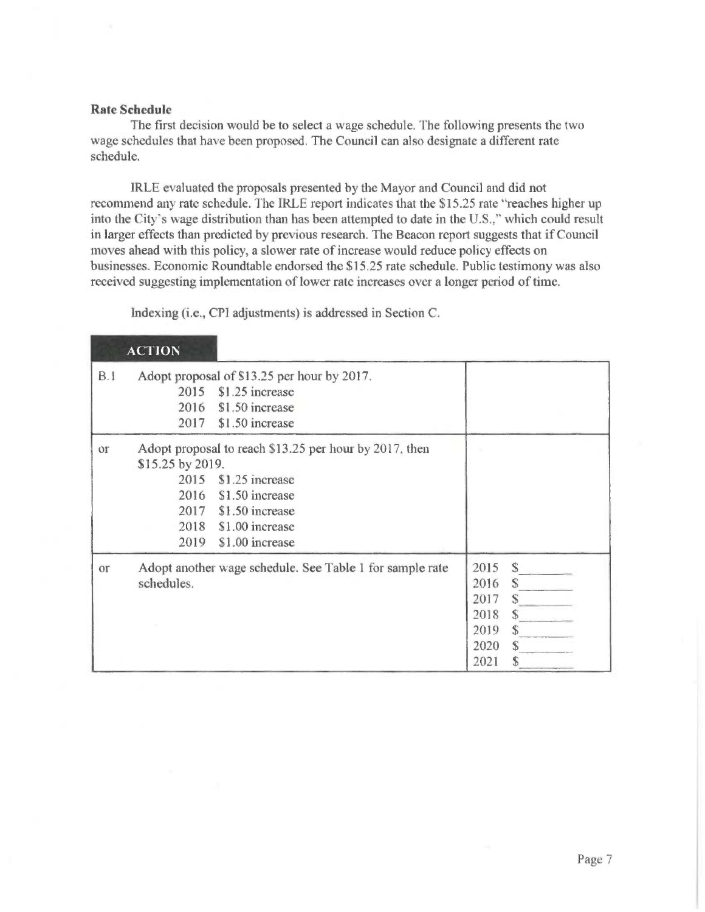**Rate Schedule**

The first decision would be to select a wage schedule. The following presents the two wage schedules that have been proposed. The Council can also designate a different rate schedule.

IRLE evaluated the proposals presented by the Mayor and Council and did not recommend any rate schedule. The IRLE report indicates that the $15.25 rate "reaches higher up into the City's wage distribution than has been attempted to date in the U.S.," which could result in larger effects than predicted by previous research. The Beacon report suggests that if Council moves ahead with this policy, a slower rate of increase would reduce policy effects on businesses. Economic Roundtable endorsed the $15.25 rate schedule. Public testimony was also received suggesting implementation of lower rate increases over a longer period of time.

Indexing (i.e., CPI adjustments) is addressed in Section C.

| ACTION | | |
|---|---|---|
| B.1 | Adopt proposal of $13.25 per hour by 2017.<br>2015 $1.25 increase<br>2016 $1.50 increase<br>2017 $1.50 increase | |
| or | Adopt proposal to reach $13.25 per hour by 2017, then $15.25 by 2019.<br>2015 $1.25 increase<br>2016 $1.50 increase<br>2017 $1.50 increase<br>2018 $1.00 increase<br>2019 $1.00 increase | |
| or | Adopt another wage schedule. See Table 1 for sample rate schedules. | 2015 $\_\_\_\_\_<br>2016 $\_\_\_\_\_<br>2017 $\_\_\_\_\_<br>2018 $\_\_\_\_\_<br>2019 $\_\_\_\_\_<br>2020 $\_\_\_\_\_<br>2021 $\_\_\_\_\_ |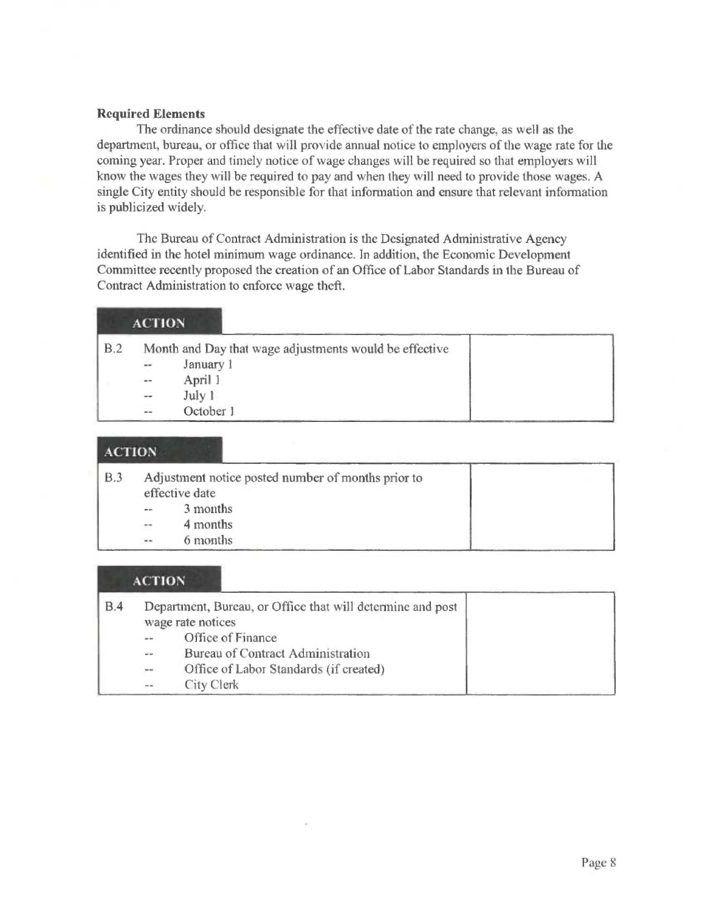**Required Elements**

The ordinance should designate the effective date of the rate change, as well as the department, bureau, or office that will provide annual notice to employers of the wage rate for the coming year. Proper and timely notice of wage changes will be required so that employers will know the wages they will be required to pay and when they will need to provide those wages. A single City entity should be responsible for that information and ensure that relevant information is publicized widely.

The Bureau of Contract Administration is the Designated Administrative Agency identified in the hotel minimum wage ordinance. In addition, the Economic Development Committee recently proposed the creation of an Office of Labor Standards in the Bureau of Contract Administration to enforce wage theft.

**ACTION**

| | | |
|---|---|---|
| B.2 | Month and Day that wage adjustments would be effective<br>-- January 1<br>-- April 1<br>-- July 1<br>-- October 1 | |

**ACTION**

| | | |
|---|---|---|
| B.3 | Adjustment notice posted number of months prior to effective date<br>-- 3 months<br>-- 4 months<br>-- 6 months | |

**ACTION**

| | | |
|---|---|---|
| B.4 | Department, Bureau, or Office that will determine and post wage rate notices<br>-- Office of Finance<br>-- Bureau of Contract Administration<br>-- Office of Labor Standards (if created)<br>-- City Clerk | |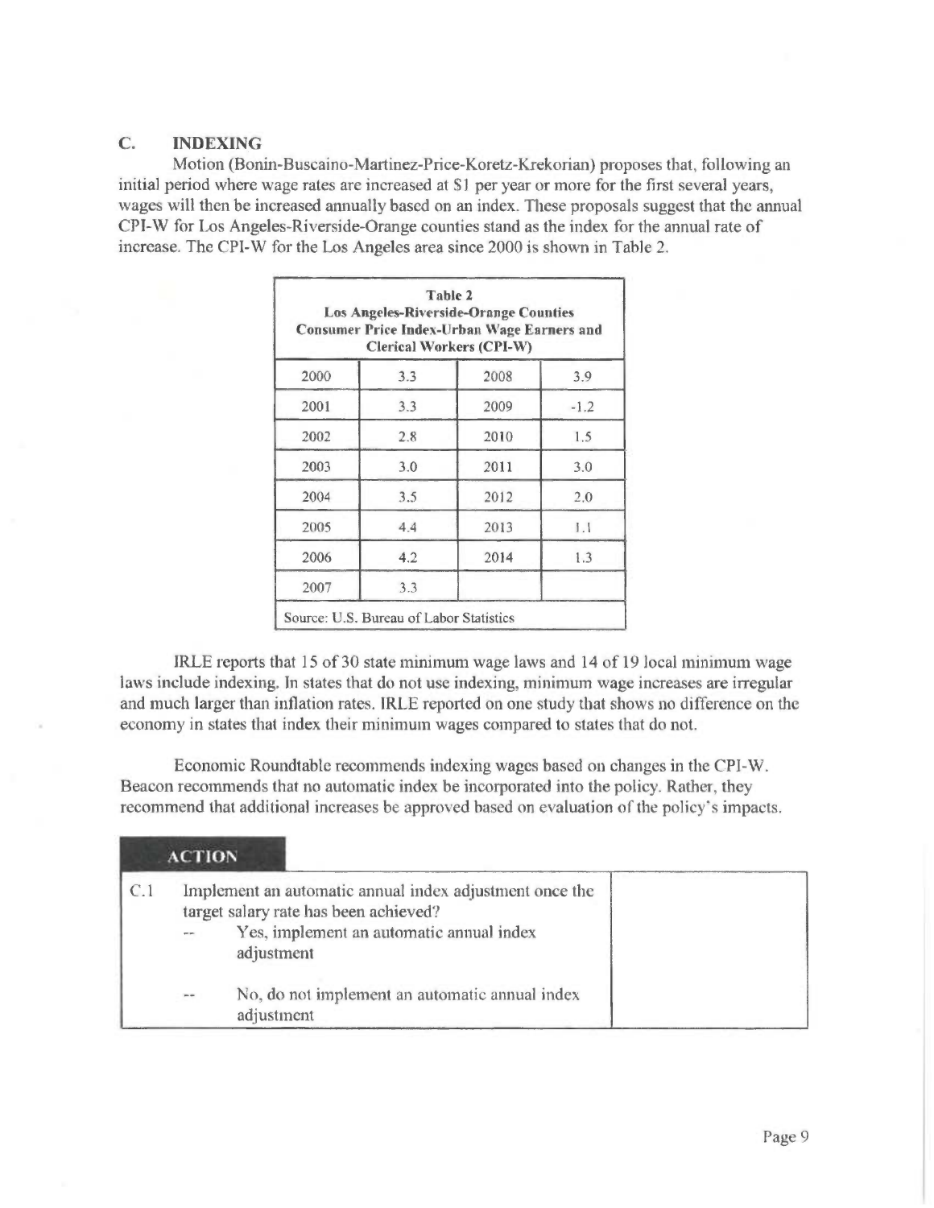## C. INDEXING

Motion (Bonin-Buscaino-Martinez-Price-Koretz-Krekorian) proposes that, following an initial period where wage rates are increased at $1 per year or more for the first several years, wages will then be increased annually based on an index. These proposals suggest that the annual CPI-W for Los Angeles-Riverside-Orange counties stand as the index for the annual rate of increase. The CPI-W for the Los Angeles area since 2000 is shown in Table 2.

| **Table 2** **Los Angeles-Riverside-Orange Counties** **Consumer Price Index-Urban Wage Earners and Clerical Workers (CPI-W)** | | | |
|---|---|---|---|
| 2000 | 3.3 | 2008 | 3.9 |
| 2001 | 3.3 | 2009 | -1.2 |
| 2002 | 2.8 | 2010 | 1.5 |
| 2003 | 3.0 | 2011 | 3.0 |
| 2004 | 3.5 | 2012 | 2.0 |
| 2005 | 4.4 | 2013 | 1.1 |
| 2006 | 4.2 | 2014 | 1.3 |
| 2007 | 3.3 | | |
| Source: U.S. Bureau of Labor Statistics | | | |

IRLE reports that 15 of 30 state minimum wage laws and 14 of 19 local minimum wage laws include indexing. In states that do not use indexing, minimum wage increases are irregular and much larger than inflation rates. IRLE reported on one study that shows no difference on the economy in states that index their minimum wages compared to states that do not.

Economic Roundtable recommends indexing wages based on changes in the CPI-W. Beacon recommends that no automatic index be incorporated into the policy. Rather, they recommend that additional increases be approved based on evaluation of the policy's impacts.

**ACTION**

| | | |
|---|---|---|
| C.1 | Implement an automatic annual index adjustment once the target salary rate has been achieved?<br>-- Yes, implement an automatic annual index adjustment<br>-- No, do not implement an automatic annual index adjustment | |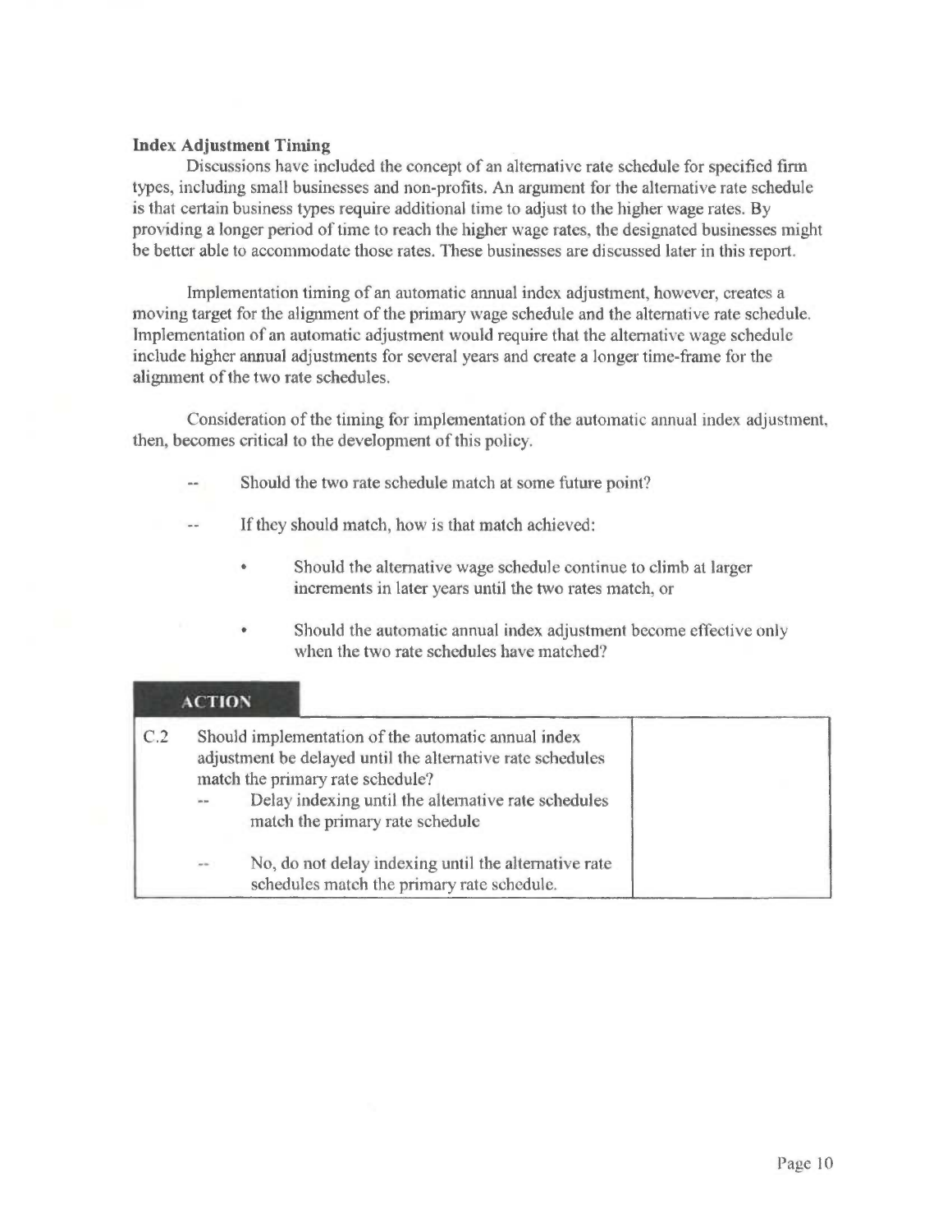**Index Adjustment Timing**

Discussions have included the concept of an alternative rate schedule for specified firm types, including small businesses and non-profits. An argument for the alternative rate schedule is that certain business types require additional time to adjust to the higher wage rates. By providing a longer period of time to reach the higher wage rates, the designated businesses might be better able to accommodate those rates. These businesses are discussed later in this report.

Implementation timing of an automatic annual index adjustment, however, creates a moving target for the alignment of the primary wage schedule and the alternative rate schedule. Implementation of an automatic adjustment would require that the alternative wage schedule include higher annual adjustments for several years and create a longer time-frame for the alignment of the two rate schedules.

Consideration of the timing for implementation of the automatic annual index adjustment, then, becomes critical to the development of this policy.

-- Should the two rate schedule match at some future point?

-- If they should match, how is that match achieved:

- Should the alternative wage schedule continue to climb at larger increments in later years until the two rates match, or
- Should the automatic annual index adjustment become effective only when the two rate schedules have matched?

**ACTION**

| | | |
|---|---|---|
| C.2 | Should implementation of the automatic annual index adjustment be delayed until the alternative rate schedules match the primary rate schedule?<br>-- Delay indexing until the alternative rate schedules match the primary rate schedule<br><br>-- No, do not delay indexing until the alternative rate schedules match the primary rate schedule. | |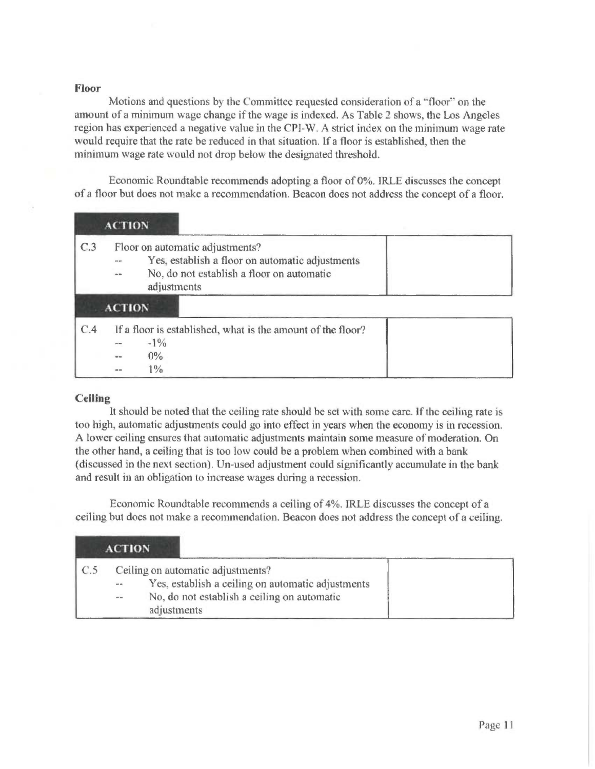**Floor**

Motions and questions by the Committee requested consideration of a "floor" on the amount of a minimum wage change if the wage is indexed. As Table 2 shows, the Los Angeles region has experienced a negative value in the CPI-W. A strict index on the minimum wage rate would require that the rate be reduced in that situation. If a floor is established, then the minimum wage rate would not drop below the designated threshold.

Economic Roundtable recommends adopting a floor of 0%. IRLE discusses the concept of a floor but does not make a recommendation. Beacon does not address the concept of a floor.

**ACTION**

| | | |
|---|---|---|
| C.3 | Floor on automatic adjustments?<br>-- Yes, establish a floor on automatic adjustments<br>-- No, do not establish a floor on automatic adjustments | |

**ACTION**

| | | |
|---|---|---|
| C.4 | If a floor is established, what is the amount of the floor?<br>-- -1%<br>-- 0%<br>-- 1% | |

**Ceiling**

It should be noted that the ceiling rate should be set with some care. If the ceiling rate is too high, automatic adjustments could go into effect in years when the economy is in recession. A lower ceiling ensures that automatic adjustments maintain some measure of moderation. On the other hand, a ceiling that is too low could be a problem when combined with a bank (discussed in the next section). Un-used adjustment could significantly accumulate in the bank and result in an obligation to increase wages during a recession.

Economic Roundtable recommends a ceiling of 4%. IRLE discusses the concept of a ceiling but does not make a recommendation. Beacon does not address the concept of a ceiling.

**ACTION**

| | | |
|---|---|---|
| C.5 | Ceiling on automatic adjustments?<br>-- Yes, establish a ceiling on automatic adjustments<br>-- No, do not establish a ceiling on automatic adjustments | |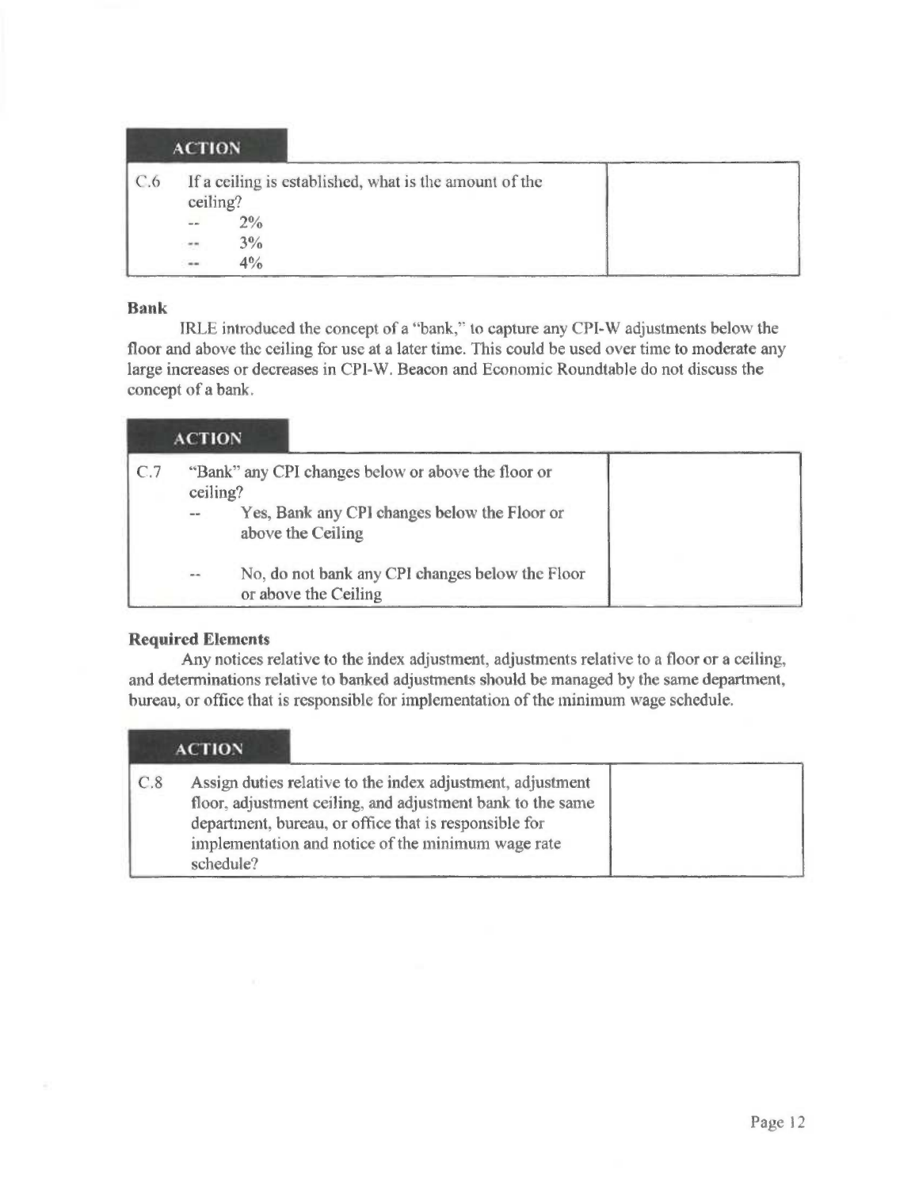**ACTION**

| | | |
|---|---|---|
| C.6 | If a ceiling is established, what is the amount of the ceiling?<br>-- 2%<br>-- 3%<br>-- 4% | |

**Bank**

IRLE introduced the concept of a "bank," to capture any CPI-W adjustments below the floor and above the ceiling for use at a later time. This could be used over time to moderate any large increases or decreases in CPI-W. Beacon and Economic Roundtable do not discuss the concept of a bank.

**ACTION**

| | | |
|---|---|---|
| C.7 | "Bank" any CPI changes below or above the floor or ceiling?<br>-- Yes, Bank any CPI changes below the Floor or above the Ceiling<br>-- No, do not bank any CPI changes below the Floor or above the Ceiling | |

**Required Elements**

Any notices relative to the index adjustment, adjustments relative to a floor or a ceiling, and determinations relative to banked adjustments should be managed by the same department, bureau, or office that is responsible for implementation of the minimum wage schedule.

**ACTION**

| | | |
|---|---|---|
| C.8 | Assign duties relative to the index adjustment, adjustment floor, adjustment ceiling, and adjustment bank to the same department, bureau, or office that is responsible for implementation and notice of the minimum wage rate schedule? | |